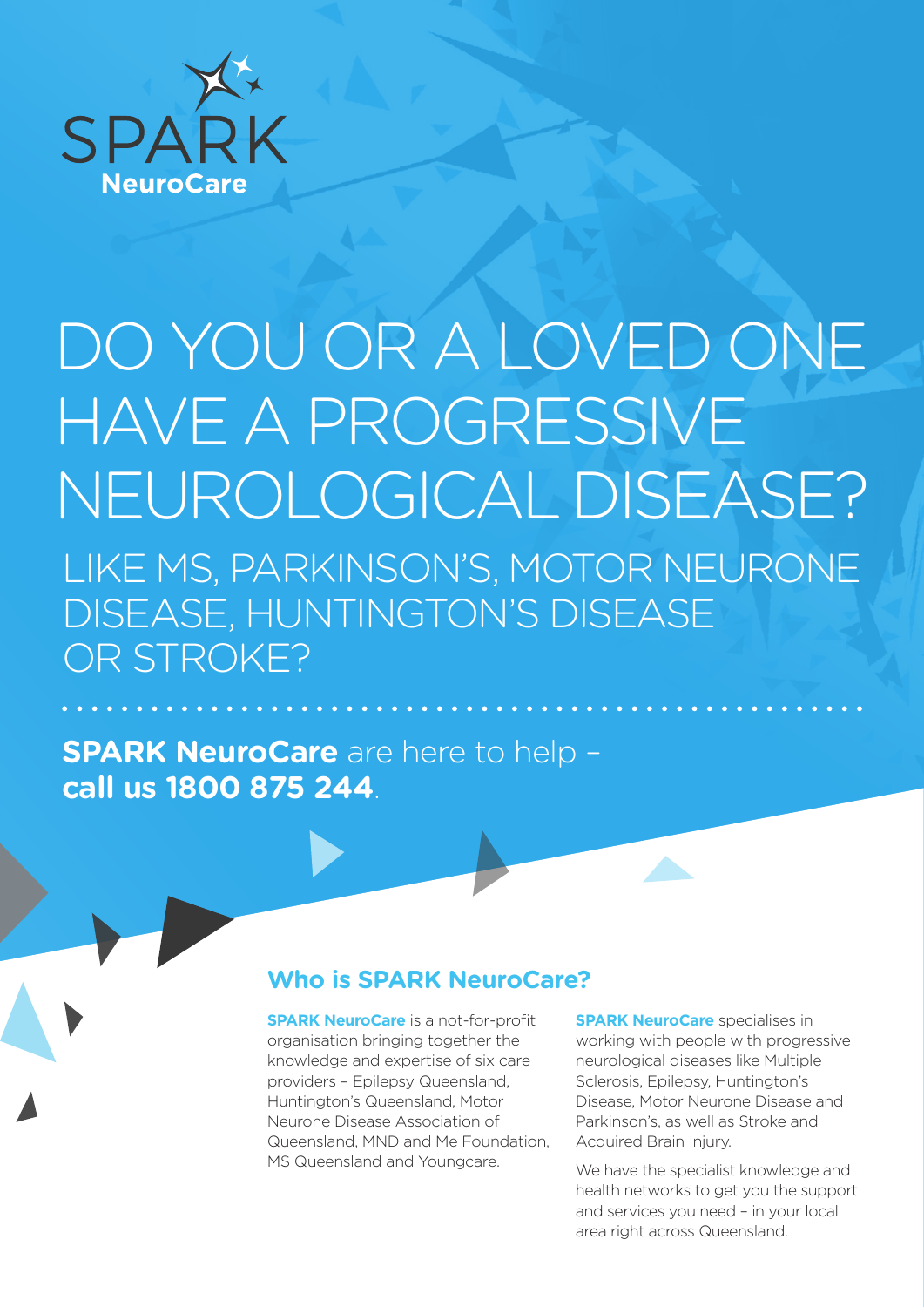SPARK
NeuroCare

# DO YOU OR A LOVED ONE HAVE A PROGRESSIVE NEUROLOGICAL DISEASE?

## LIKE MS, PARKINSON'S, MOTOR NEURONE DISEASE, HUNTINGTON'S DISEASE OR STROKE?

**SPARK NeuroCare** are here to help – **call us 1800 875 244**.

## Who is SPARK NeuroCare?

**SPARK NeuroCare** is a not-for-profit organisation bringing together the knowledge and expertise of six care providers – Epilepsy Queensland, Huntington's Queensland, Motor Neurone Disease Association of Queensland, MND and Me Foundation, MS Queensland and Youngcare.

**SPARK NeuroCare** specialises in working with people with progressive neurological diseases like Multiple Sclerosis, Epilepsy, Huntington's Disease, Motor Neurone Disease and Parkinson's, as well as Stroke and Acquired Brain Injury.

We have the specialist knowledge and health networks to get you the support and services you need – in your local area right across Queensland.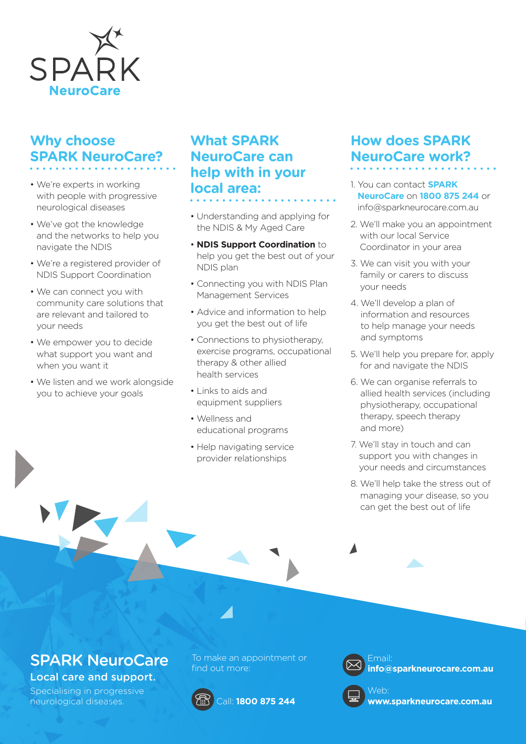SPARK
NeuroCare

## Why choose SPARK NeuroCare?

- We're experts in working with people with progressive neurological diseases
- We've got the knowledge and the networks to help you navigate the NDIS
- We're a registered provider of NDIS Support Coordination
- We can connect you with community care solutions that are relevant and tailored to your needs
- We empower you to decide what support you want and when you want it
- We listen and we work alongside you to achieve your goals

## What SPARK NeuroCare can help with in your local area:

- Understanding and applying for the NDIS & My Aged Care
- **NDIS Support Coordination** to help you get the best out of your NDIS plan
- Connecting you with NDIS Plan Management Services
- Advice and information to help you get the best out of life
- Connections to physiotherapy, exercise programs, occupational therapy & other allied health services
- Links to aids and equipment suppliers
- Wellness and educational programs
- Help navigating service provider relationships

## How does SPARK NeuroCare work?

1. You can contact **SPARK NeuroCare** on **1800 875 244** or info@sparkneurocare.com.au
2. We'll make you an appointment with our local Service Coordinator in your area
3. We can visit you with your family or carers to discuss your needs
4. We'll develop a plan of information and resources to help manage your needs and symptoms
5. We'll help you prepare for, apply for and navigate the NDIS
6. We can organise referrals to allied health services (including physiotherapy, occupational therapy, speech therapy and more)
7. We'll stay in touch and can support you with changes in your needs and circumstances
8. We'll help take the stress out of managing your disease, so you can get the best out of life

## SPARK NeuroCare

**Local care and support.**

Specialising in progressive neurological diseases.

To make an appointment or find out more:

Call: **1800 875 244**

Email: **info@sparkneurocare.com.au**

Web: **www.sparkneurocare.com.au**